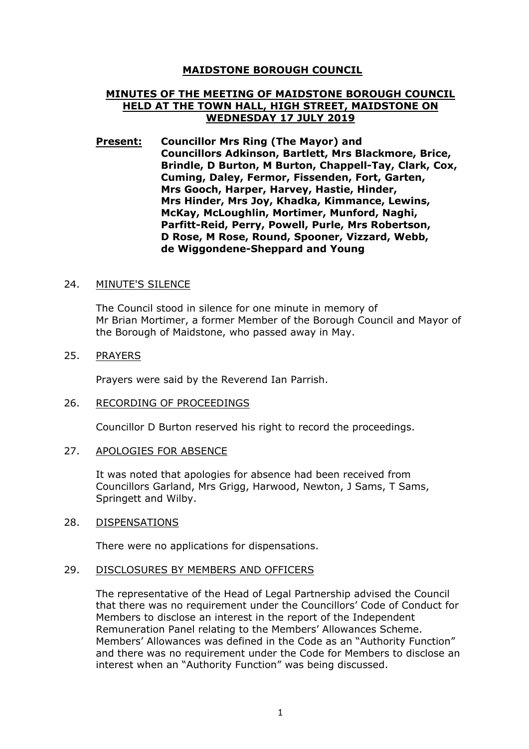# MAIDSTONE BOROUGH COUNCIL

## MINUTES OF THE MEETING OF MAIDSTONE BOROUGH COUNCIL HELD AT THE TOWN HALL, HIGH STREET, MAIDSTONE ON WEDNESDAY 17 JULY 2019

**Present:** **Councillor Mrs Ring (The Mayor) and Councillors Adkinson, Bartlett, Mrs Blackmore, Brice, Brindle, D Burton, M Burton, Chappell-Tay, Clark, Cox, Cuming, Daley, Fermor, Fissenden, Fort, Garten, Mrs Gooch, Harper, Harvey, Hastie, Hinder, Mrs Hinder, Mrs Joy, Khadka, Kimmance, Lewins, McKay, McLoughlin, Mortimer, Munford, Naghi, Parfitt-Reid, Perry, Powell, Purle, Mrs Robertson, D Rose, M Rose, Round, Spooner, Vizzard, Webb, de Wiggondene-Sheppard and Young**

24. MINUTE'S SILENCE

The Council stood in silence for one minute in memory of Mr Brian Mortimer, a former Member of the Borough Council and Mayor of the Borough of Maidstone, who passed away in May.

25. PRAYERS

Prayers were said by the Reverend Ian Parrish.

26. RECORDING OF PROCEEDINGS

Councillor D Burton reserved his right to record the proceedings.

27. APOLOGIES FOR ABSENCE

It was noted that apologies for absence had been received from Councillors Garland, Mrs Grigg, Harwood, Newton, J Sams, T Sams, Springett and Wilby.

28. DISPENSATIONS

There were no applications for dispensations.

29. DISCLOSURES BY MEMBERS AND OFFICERS

The representative of the Head of Legal Partnership advised the Council that there was no requirement under the Councillors' Code of Conduct for Members to disclose an interest in the report of the Independent Remuneration Panel relating to the Members' Allowances Scheme. Members' Allowances was defined in the Code as an "Authority Function" and there was no requirement under the Code for Members to disclose an interest when an "Authority Function" was being discussed.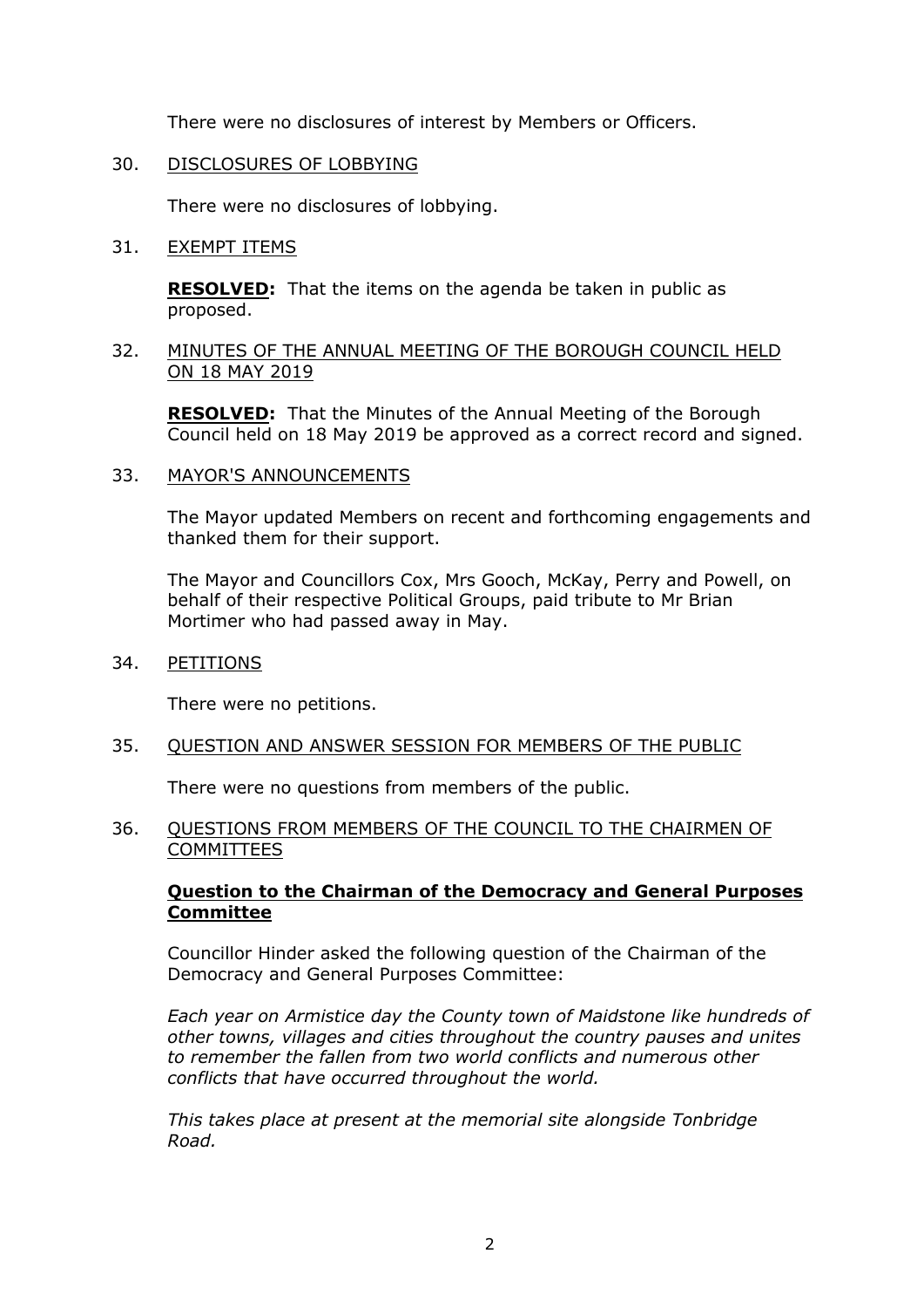There were no disclosures of interest by Members or Officers.

30. <u>DISCLOSURES OF LOBBYING</u>

There were no disclosures of lobbying.

31. <u>EXEMPT ITEMS</u>

**<u>RESOLVED</u>:** That the items on the agenda be taken in public as proposed.

32. <u>MINUTES OF THE ANNUAL MEETING OF THE BOROUGH COUNCIL HELD ON 18 MAY 2019</u>

**<u>RESOLVED</u>:** That the Minutes of the Annual Meeting of the Borough Council held on 18 May 2019 be approved as a correct record and signed.

33. <u>MAYOR'S ANNOUNCEMENTS</u>

The Mayor updated Members on recent and forthcoming engagements and thanked them for their support.

The Mayor and Councillors Cox, Mrs Gooch, McKay, Perry and Powell, on behalf of their respective Political Groups, paid tribute to Mr Brian Mortimer who had passed away in May.

34. <u>PETITIONS</u>

There were no petitions.

35. <u>QUESTION AND ANSWER SESSION FOR MEMBERS OF THE PUBLIC</u>

There were no questions from members of the public.

36. <u>QUESTIONS FROM MEMBERS OF THE COUNCIL TO THE CHAIRMEN OF COMMITTEES</u>

**<u>Question to the Chairman of the Democracy and General Purposes Committee</u>**

Councillor Hinder asked the following question of the Chairman of the Democracy and General Purposes Committee:

*Each year on Armistice day the County town of Maidstone like hundreds of other towns, villages and cities throughout the country pauses and unites to remember the fallen from two world conflicts and numerous other conflicts that have occurred throughout the world.*

*This takes place at present at the memorial site alongside Tonbridge Road.*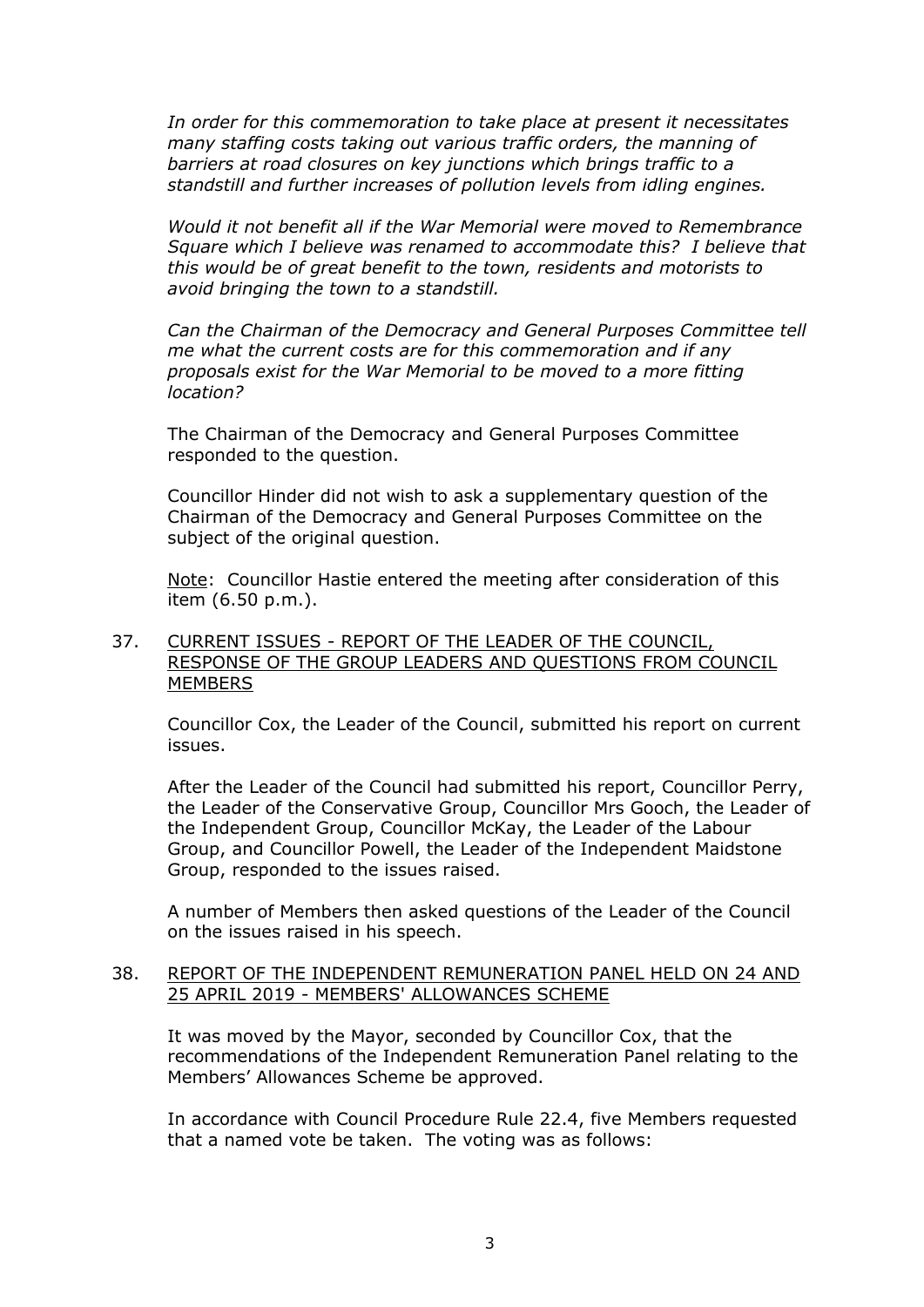*In order for this commemoration to take place at present it necessitates many staffing costs taking out various traffic orders, the manning of barriers at road closures on key junctions which brings traffic to a standstill and further increases of pollution levels from idling engines.*

*Would it not benefit all if the War Memorial were moved to Remembrance Square which I believe was renamed to accommodate this? I believe that this would be of great benefit to the town, residents and motorists to avoid bringing the town to a standstill.*

*Can the Chairman of the Democracy and General Purposes Committee tell me what the current costs are for this commemoration and if any proposals exist for the War Memorial to be moved to a more fitting location?*

The Chairman of the Democracy and General Purposes Committee responded to the question.

Councillor Hinder did not wish to ask a supplementary question of the Chairman of the Democracy and General Purposes Committee on the subject of the original question.

Note: Councillor Hastie entered the meeting after consideration of this item (6.50 p.m.).

37. CURRENT ISSUES - REPORT OF THE LEADER OF THE COUNCIL, RESPONSE OF THE GROUP LEADERS AND QUESTIONS FROM COUNCIL MEMBERS

Councillor Cox, the Leader of the Council, submitted his report on current issues.

After the Leader of the Council had submitted his report, Councillor Perry, the Leader of the Conservative Group, Councillor Mrs Gooch, the Leader of the Independent Group, Councillor McKay, the Leader of the Labour Group, and Councillor Powell, the Leader of the Independent Maidstone Group, responded to the issues raised.

A number of Members then asked questions of the Leader of the Council on the issues raised in his speech.

38. REPORT OF THE INDEPENDENT REMUNERATION PANEL HELD ON 24 AND 25 APRIL 2019 - MEMBERS' ALLOWANCES SCHEME

It was moved by the Mayor, seconded by Councillor Cox, that the recommendations of the Independent Remuneration Panel relating to the Members' Allowances Scheme be approved.

In accordance with Council Procedure Rule 22.4, five Members requested that a named vote be taken. The voting was as follows: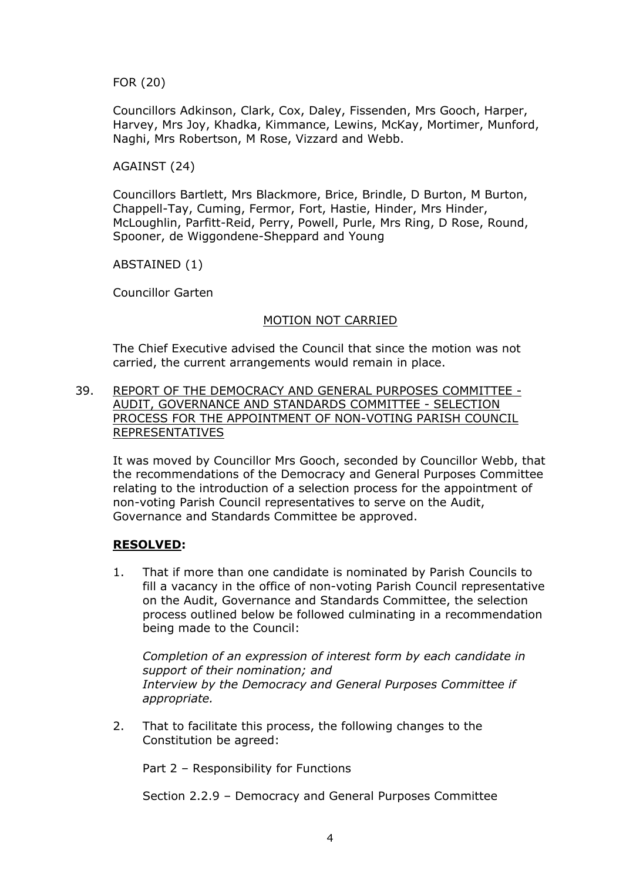FOR (20)

Councillors Adkinson, Clark, Cox, Daley, Fissenden, Mrs Gooch, Harper, Harvey, Mrs Joy, Khadka, Kimmance, Lewins, McKay, Mortimer, Munford, Naghi, Mrs Robertson, M Rose, Vizzard and Webb.

AGAINST (24)

Councillors Bartlett, Mrs Blackmore, Brice, Brindle, D Burton, M Burton, Chappell-Tay, Cuming, Fermor, Fort, Hastie, Hinder, Mrs Hinder, McLoughlin, Parfitt-Reid, Perry, Powell, Purle, Mrs Ring, D Rose, Round, Spooner, de Wiggondene-Sheppard and Young

ABSTAINED (1)

Councillor Garten

<u>MOTION NOT CARRIED</u>

The Chief Executive advised the Council that since the motion was not carried, the current arrangements would remain in place.

39. <u>REPORT OF THE DEMOCRACY AND GENERAL PURPOSES COMMITTEE - AUDIT, GOVERNANCE AND STANDARDS COMMITTEE - SELECTION PROCESS FOR THE APPOINTMENT OF NON-VOTING PARISH COUNCIL REPRESENTATIVES</u>

It was moved by Councillor Mrs Gooch, seconded by Councillor Webb, that the recommendations of the Democracy and General Purposes Committee relating to the introduction of a selection process for the appointment of non-voting Parish Council representatives to serve on the Audit, Governance and Standards Committee be approved.

**<u>RESOLVED</u>:**

1. That if more than one candidate is nominated by Parish Councils to fill a vacancy in the office of non-voting Parish Council representative on the Audit, Governance and Standards Committee, the selection process outlined below be followed culminating in a recommendation being made to the Council:

   *Completion of an expression of interest form by each candidate in support of their nomination; and*
   *Interview by the Democracy and General Purposes Committee if appropriate.*

2. That to facilitate this process, the following changes to the Constitution be agreed:

   Part 2 – Responsibility for Functions

   Section 2.2.9 – Democracy and General Purposes Committee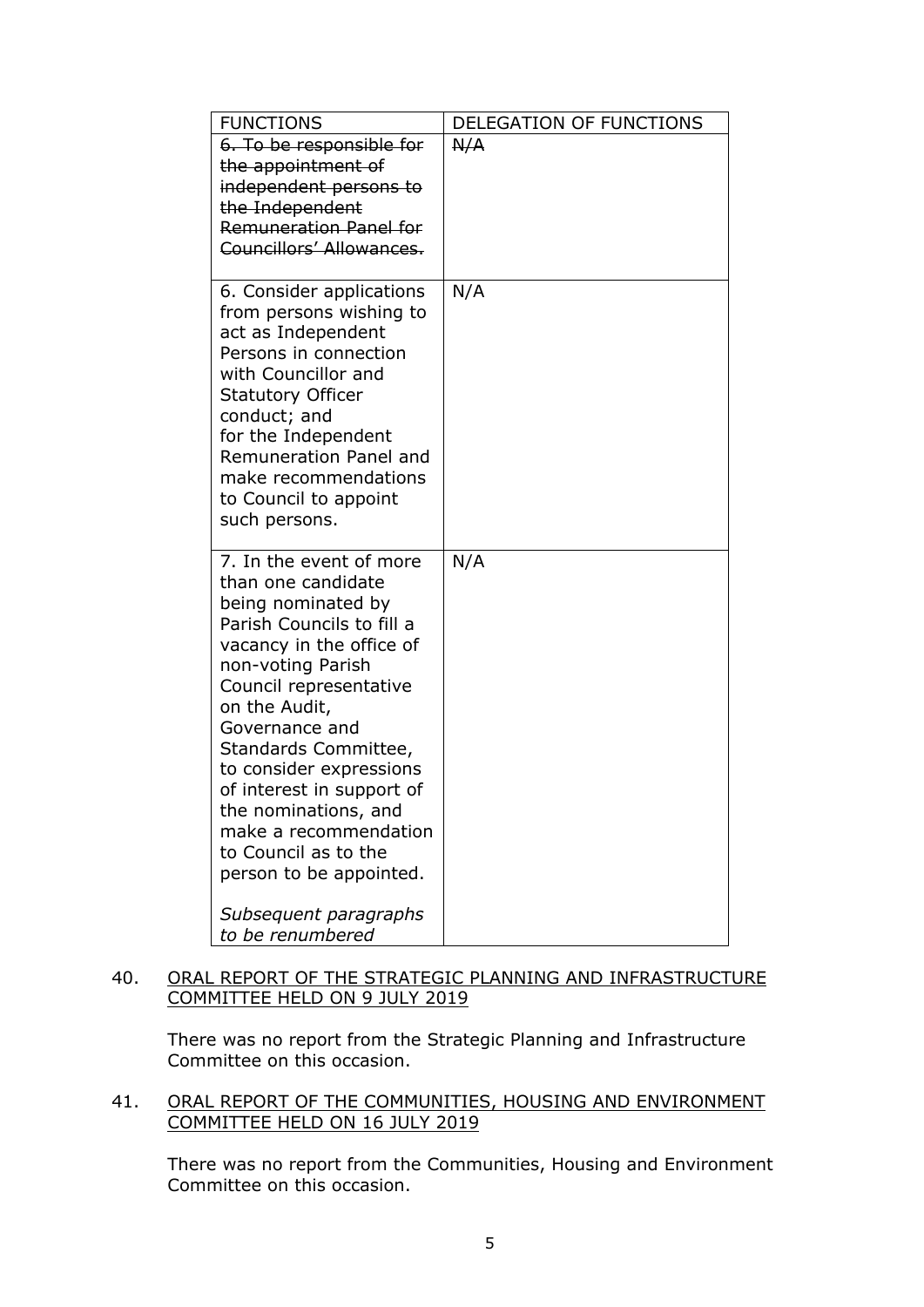| FUNCTIONS | DELEGATION OF FUNCTIONS |
|---|---|
| ~~6. To be responsible for the appointment of independent persons to the Independent Remuneration Panel for Councillors' Allowances.~~ | ~~N/A~~ |
| 6. Consider applications from persons wishing to act as Independent Persons in connection with Councillor and Statutory Officer conduct; and for the Independent Remuneration Panel and make recommendations to Council to appoint such persons. | N/A |
| 7. In the event of more than one candidate being nominated by Parish Councils to fill a vacancy in the office of non-voting Parish Council representative on the Audit, Governance and Standards Committee, to consider expressions of interest in support of the nominations, and make a recommendation to Council as to the person to be appointed.<br><br>*Subsequent paragraphs to be renumbered* | N/A |

40. <u>ORAL REPORT OF THE STRATEGIC PLANNING AND INFRASTRUCTURE COMMITTEE HELD ON 9 JULY 2019</u>

    There was no report from the Strategic Planning and Infrastructure Committee on this occasion.

41. <u>ORAL REPORT OF THE COMMUNITIES, HOUSING AND ENVIRONMENT COMMITTEE HELD ON 16 JULY 2019</u>

    There was no report from the Communities, Housing and Environment Committee on this occasion.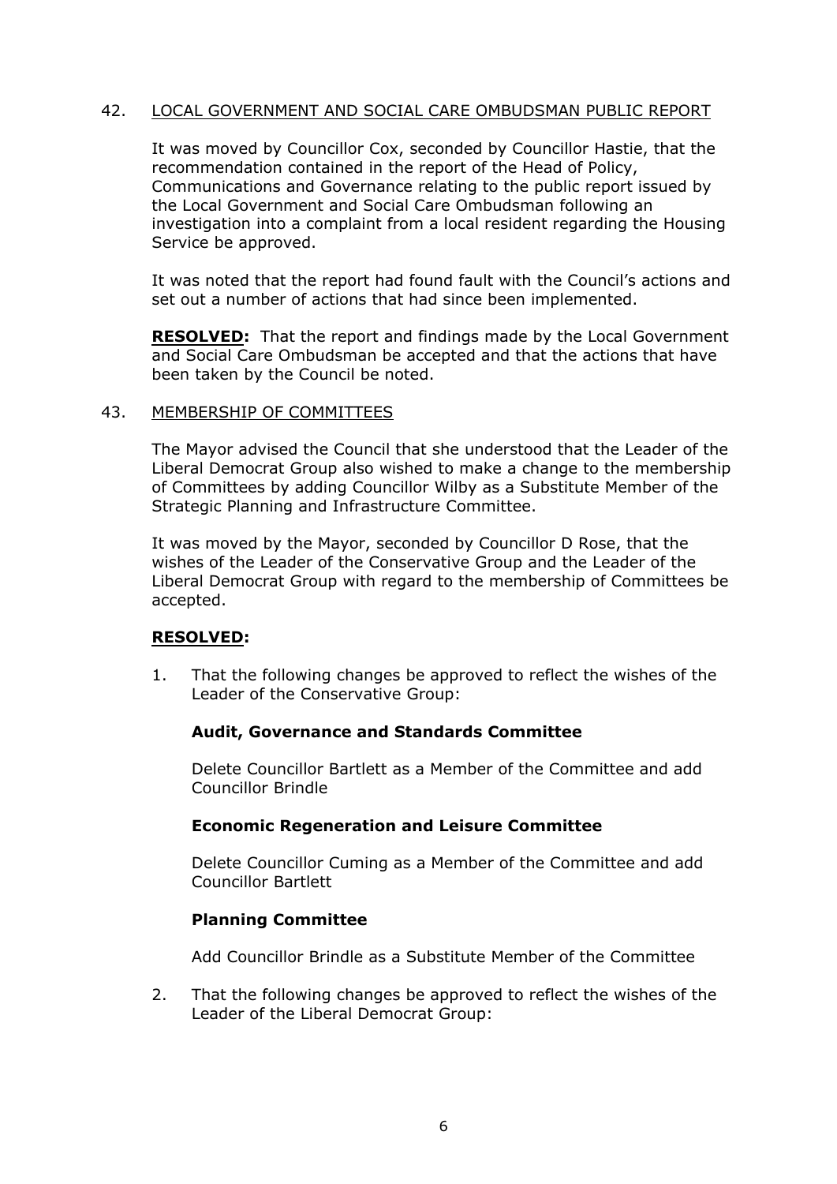42. LOCAL GOVERNMENT AND SOCIAL CARE OMBUDSMAN PUBLIC REPORT

It was moved by Councillor Cox, seconded by Councillor Hastie, that the recommendation contained in the report of the Head of Policy, Communications and Governance relating to the public report issued by the Local Government and Social Care Ombudsman following an investigation into a complaint from a local resident regarding the Housing Service be approved.

It was noted that the report had found fault with the Council's actions and set out a number of actions that had since been implemented.

**RESOLVED:** That the report and findings made by the Local Government and Social Care Ombudsman be accepted and that the actions that have been taken by the Council be noted.

43. MEMBERSHIP OF COMMITTEES

The Mayor advised the Council that she understood that the Leader of the Liberal Democrat Group also wished to make a change to the membership of Committees by adding Councillor Wilby as a Substitute Member of the Strategic Planning and Infrastructure Committee.

It was moved by the Mayor, seconded by Councillor D Rose, that the wishes of the Leader of the Conservative Group and the Leader of the Liberal Democrat Group with regard to the membership of Committees be accepted.

**RESOLVED:**

1. That the following changes be approved to reflect the wishes of the Leader of the Conservative Group:

   **Audit, Governance and Standards Committee**

   Delete Councillor Bartlett as a Member of the Committee and add Councillor Brindle

   **Economic Regeneration and Leisure Committee**

   Delete Councillor Cuming as a Member of the Committee and add Councillor Bartlett

   **Planning Committee**

   Add Councillor Brindle as a Substitute Member of the Committee

2. That the following changes be approved to reflect the wishes of the Leader of the Liberal Democrat Group: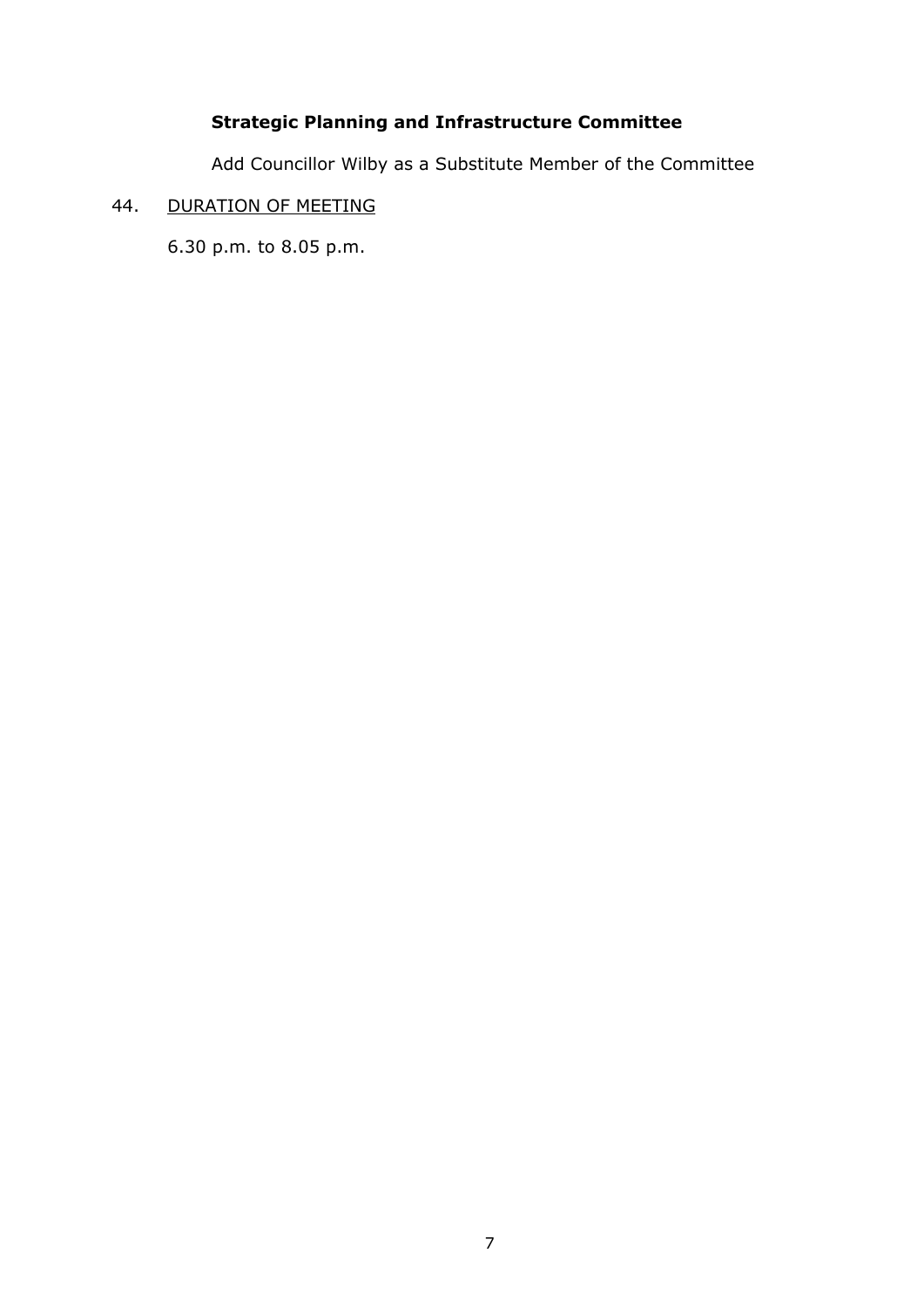**Strategic Planning and Infrastructure Committee**

Add Councillor Wilby as a Substitute Member of the Committee

44. DURATION OF MEETING

6.30 p.m. to 8.05 p.m.